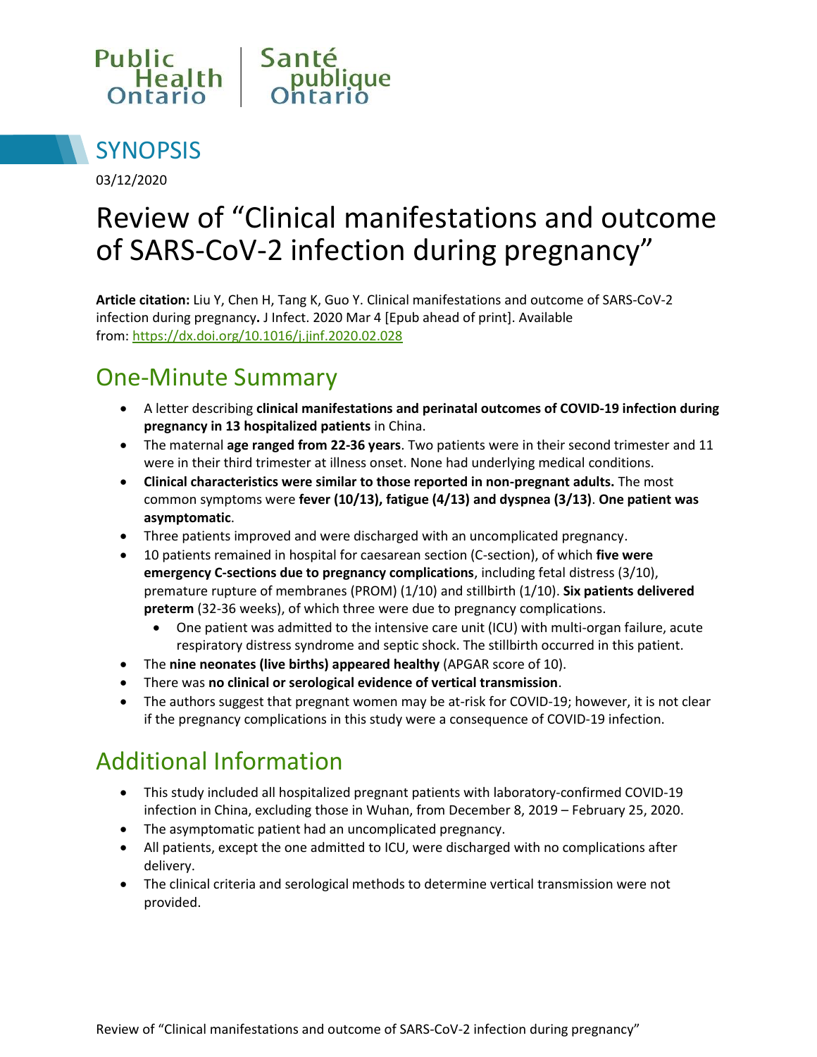Public Health Ontario | Santé publique Ontario

# SYNOPSIS

03/12/2020

# Review of "Clinical manifestations and outcome of SARS-CoV-2 infection during pregnancy"

**Article citation:** Liu Y, Chen H, Tang K, Guo Y. Clinical manifestations and outcome of SARS-CoV-2 infection during pregnancy**.** J Infect. 2020 Mar 4 [Epub ahead of print]. Available from: https://dx.doi.org/10.1016/j.jinf.2020.02.028

## One-Minute Summary

- A letter describing **clinical manifestations and perinatal outcomes of COVID-19 infection during pregnancy in 13 hospitalized patients** in China.
- The maternal **age ranged from 22-36 years**. Two patients were in their second trimester and 11 were in their third trimester at illness onset. None had underlying medical conditions.
- **Clinical characteristics were similar to those reported in non-pregnant adults.** The most common symptoms were **fever (10/13), fatigue (4/13) and dyspnea (3/13)**. **One patient was asymptomatic**.
- Three patients improved and were discharged with an uncomplicated pregnancy.
- 10 patients remained in hospital for caesarean section (C-section), of which **five were emergency C-sections due to pregnancy complications**, including fetal distress (3/10), premature rupture of membranes (PROM) (1/10) and stillbirth (1/10). **Six patients delivered preterm** (32-36 weeks), of which three were due to pregnancy complications.
  - One patient was admitted to the intensive care unit (ICU) with multi-organ failure, acute respiratory distress syndrome and septic shock. The stillbirth occurred in this patient.
- The **nine neonates (live births) appeared healthy** (APGAR score of 10).
- There was **no clinical or serological evidence of vertical transmission**.
- The authors suggest that pregnant women may be at-risk for COVID-19; however, it is not clear if the pregnancy complications in this study were a consequence of COVID-19 infection.

## Additional Information

- This study included all hospitalized pregnant patients with laboratory-confirmed COVID-19 infection in China, excluding those in Wuhan, from December 8, 2019 – February 25, 2020.
- The asymptomatic patient had an uncomplicated pregnancy.
- All patients, except the one admitted to ICU, were discharged with no complications after delivery.
- The clinical criteria and serological methods to determine vertical transmission were not provided.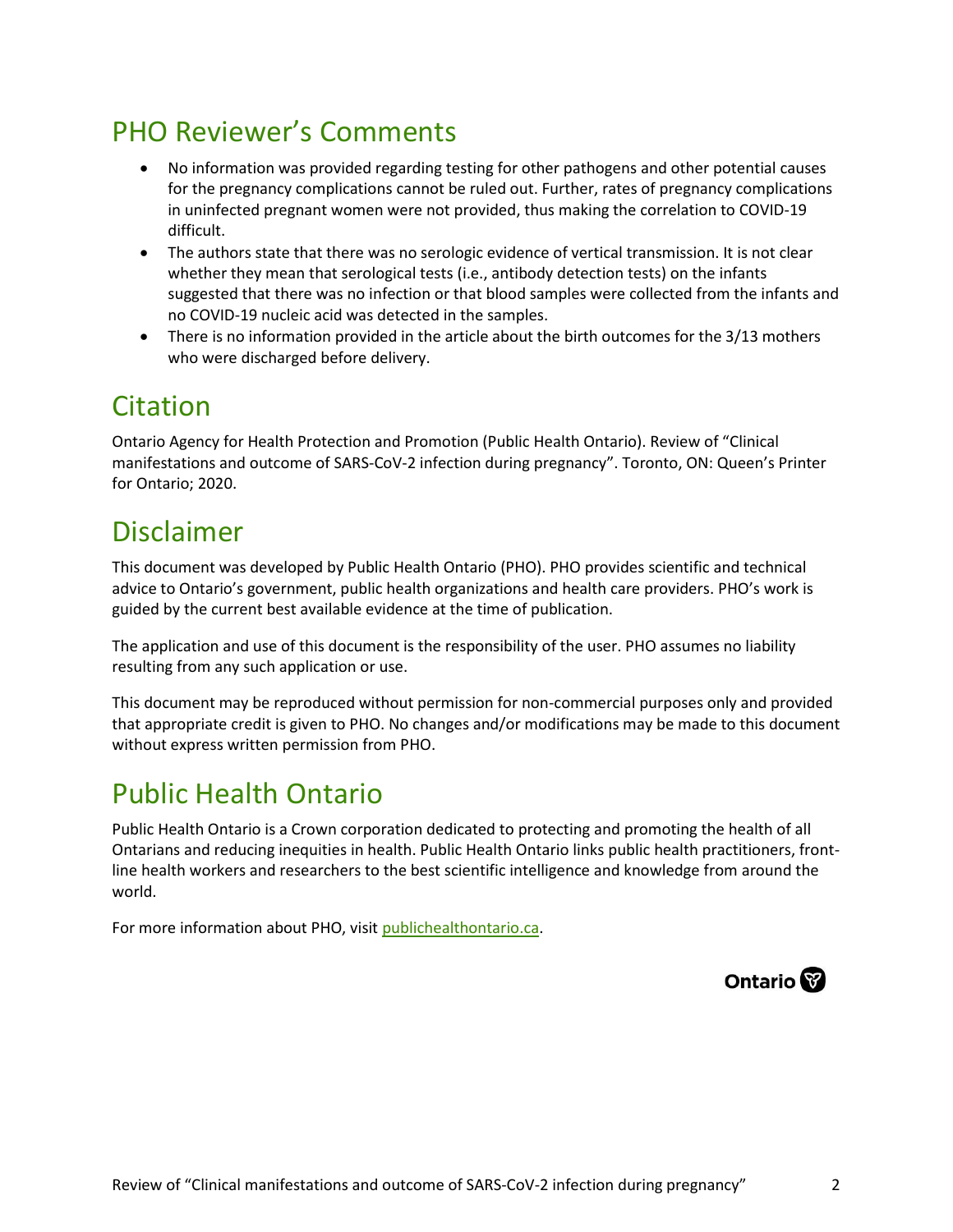## PHO Reviewer's Comments

- No information was provided regarding testing for other pathogens and other potential causes for the pregnancy complications cannot be ruled out. Further, rates of pregnancy complications in uninfected pregnant women were not provided, thus making the correlation to COVID-19 difficult.
- The authors state that there was no serologic evidence of vertical transmission. It is not clear whether they mean that serological tests (i.e., antibody detection tests) on the infants suggested that there was no infection or that blood samples were collected from the infants and no COVID-19 nucleic acid was detected in the samples.
- There is no information provided in the article about the birth outcomes for the 3/13 mothers who were discharged before delivery.

## Citation

Ontario Agency for Health Protection and Promotion (Public Health Ontario). Review of "Clinical manifestations and outcome of SARS-CoV-2 infection during pregnancy". Toronto, ON: Queen's Printer for Ontario; 2020.

## Disclaimer

This document was developed by Public Health Ontario (PHO). PHO provides scientific and technical advice to Ontario's government, public health organizations and health care providers. PHO's work is guided by the current best available evidence at the time of publication.

The application and use of this document is the responsibility of the user. PHO assumes no liability resulting from any such application or use.

This document may be reproduced without permission for non-commercial purposes only and provided that appropriate credit is given to PHO. No changes and/or modifications may be made to this document without express written permission from PHO.

## Public Health Ontario

Public Health Ontario is a Crown corporation dedicated to protecting and promoting the health of all Ontarians and reducing inequities in health. Public Health Ontario links public health practitioners, front-line health workers and researchers to the best scientific intelligence and knowledge from around the world.

For more information about PHO, visit [publichealthontario.ca](publichealthontario.ca).

Ontario